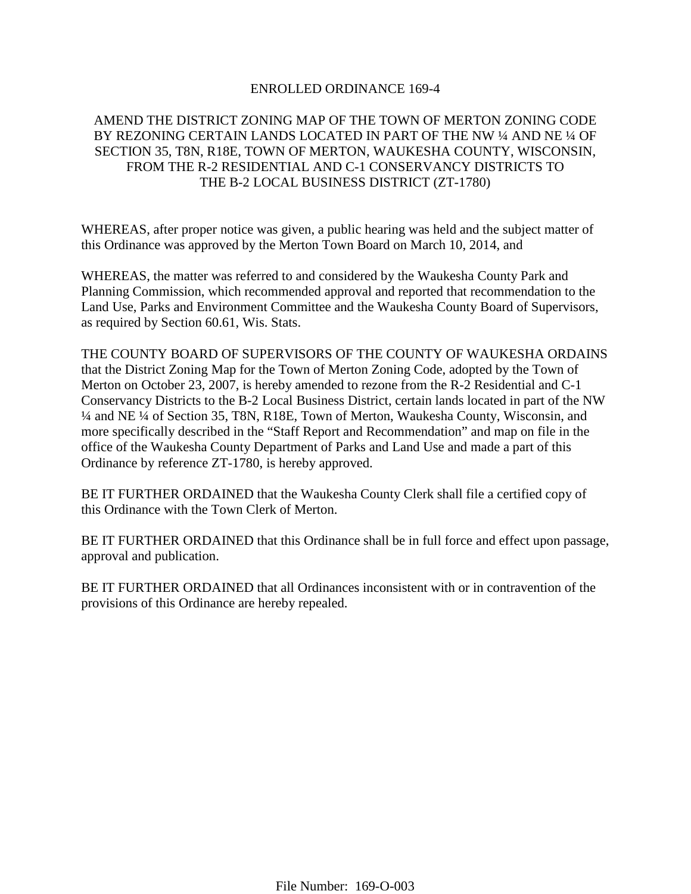# ENROLLED ORDINANCE 169-4

## AMEND THE DISTRICT ZONING MAP OF THE TOWN OF MERTON ZONING CODE BY REZONING CERTAIN LANDS LOCATED IN PART OF THE NW ¼ AND NE ¼ OF SECTION 35, T8N, R18E, TOWN OF MERTON, WAUKESHA COUNTY, WISCONSIN, FROM THE R-2 RESIDENTIAL AND C-1 CONSERVANCY DISTRICTS TO THE B-2 LOCAL BUSINESS DISTRICT (ZT-1780)

WHEREAS, after proper notice was given, a public hearing was held and the subject matter of this Ordinance was approved by the Merton Town Board on March 10, 2014, and

WHEREAS, the matter was referred to and considered by the Waukesha County Park and Planning Commission, which recommended approval and reported that recommendation to the Land Use, Parks and Environment Committee and the Waukesha County Board of Supervisors, as required by Section 60.61, Wis. Stats.

THE COUNTY BOARD OF SUPERVISORS OF THE COUNTY OF WAUKESHA ORDAINS that the District Zoning Map for the Town of Merton Zoning Code, adopted by the Town of Merton on October 23, 2007, is hereby amended to rezone from the R-2 Residential and C-1 Conservancy Districts to the B-2 Local Business District, certain lands located in part of the NW ¼ and NE ¼ of Section 35, T8N, R18E, Town of Merton, Waukesha County, Wisconsin, and more specifically described in the "Staff Report and Recommendation" and map on file in the office of the Waukesha County Department of Parks and Land Use and made a part of this Ordinance by reference ZT-1780, is hereby approved.

BE IT FURTHER ORDAINED that the Waukesha County Clerk shall file a certified copy of this Ordinance with the Town Clerk of Merton.

BE IT FURTHER ORDAINED that this Ordinance shall be in full force and effect upon passage, approval and publication.

BE IT FURTHER ORDAINED that all Ordinances inconsistent with or in contravention of the provisions of this Ordinance are hereby repealed.

File Number: 169-O-003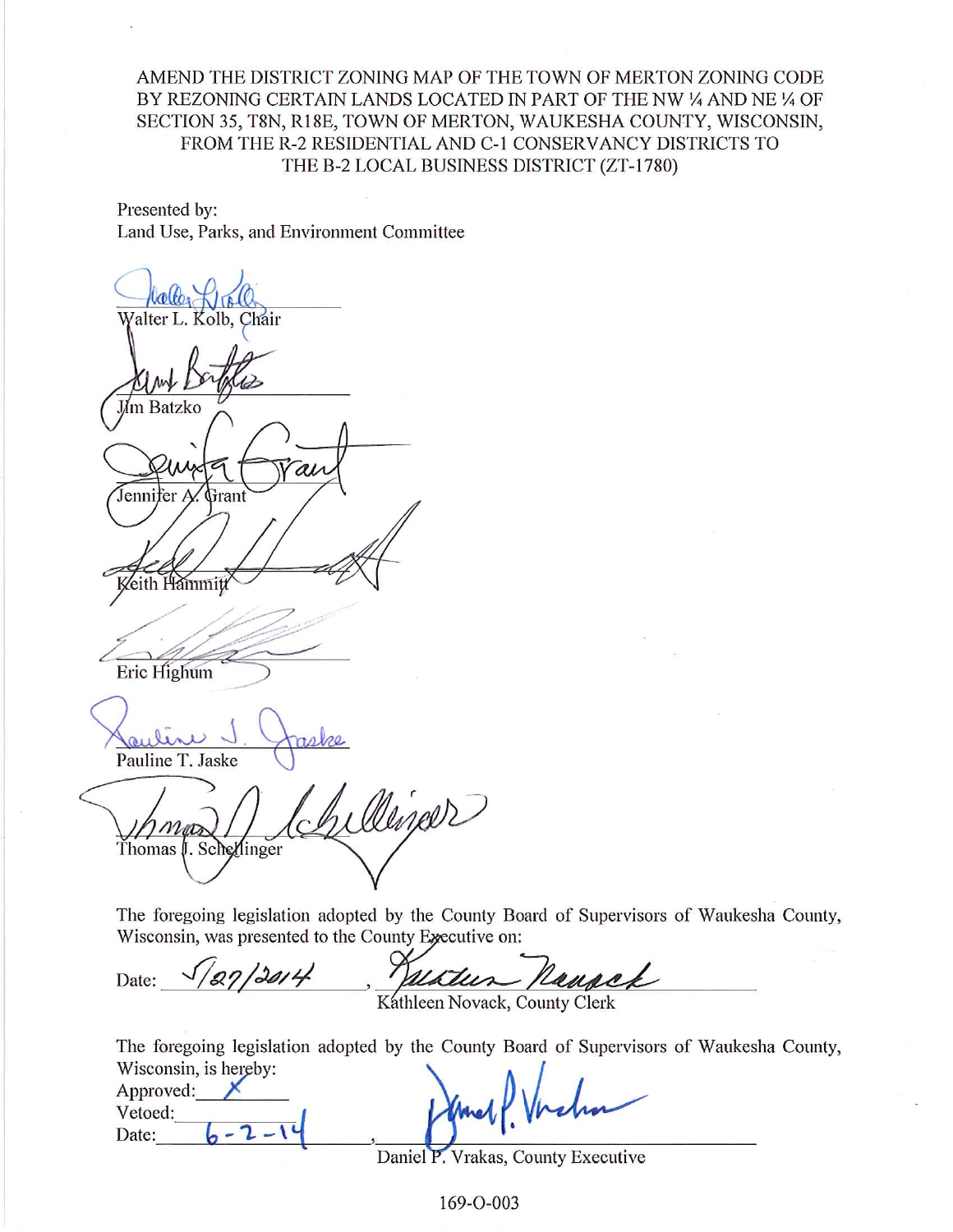AMEND THE DISTRICT ZONING MAP OF THE TOWN OF MERTON ZONING CODE BY REZONING CERTAIN LANDS LOCATED IN PART OF THE NW ¼ AND NE ¼ OF SECTION 35, T8N, R18E, TOWN OF MERTON, WAUKESHA COUNTY, WISCONSIN, FROM THE R-2 RESIDENTIAL AND C-1 CONSERVANCY DISTRICTS TO THE B-2 LOCAL BUSINESS DISTRICT (ZT-1780)

Presented by:
Land Use, Parks, and Environment Committee

Walter L. Kolb, Chair

Jim Batzko

Jennifer A. Grant

Keith Hammitt

Eric Highum

Pauline T. Jaske

Thomas J. Schellinger

The foregoing legislation adopted by the County Board of Supervisors of Waukesha County, Wisconsin, was presented to the County Executive on:

Date: 5/27/2014, Kathleen Novack, County Clerk

The foregoing legislation adopted by the County Board of Supervisors of Waukesha County, Wisconsin, is hereby:

Approved: X
Vetoed:
Date: 6-2-14, Daniel P. Vrakas, County Executive

169-O-003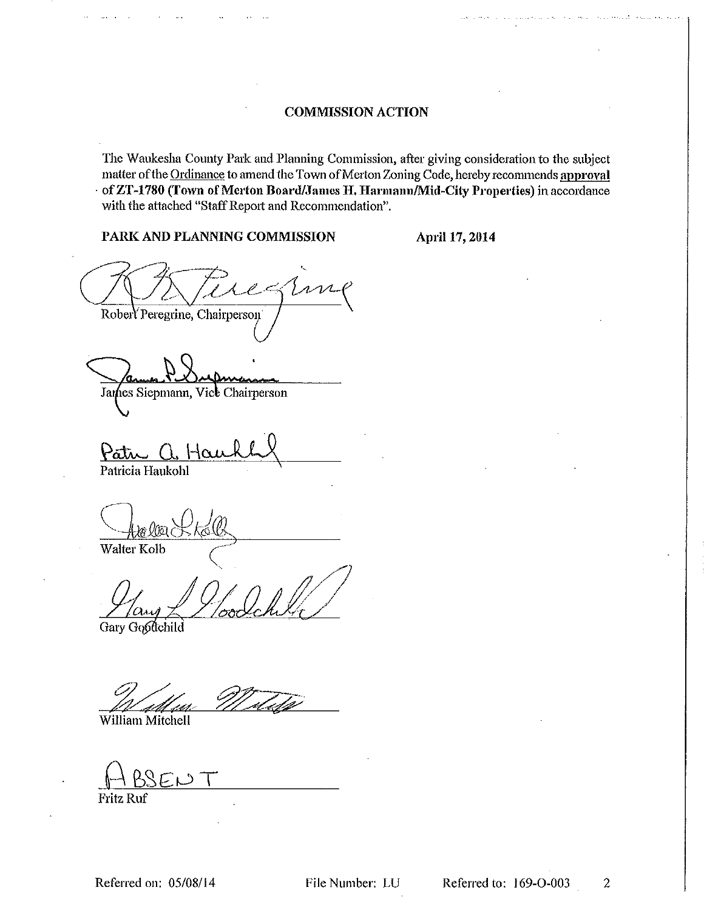## COMMISSION ACTION

The Waukesha County Park and Planning Commission, after giving consideration to the subject matter of the Ordinance to amend the Town of Merton Zoning Code, hereby recommends **approval** of **ZT-1780 (Town of Merton Board/James H. Harmann/Mid-City Properties)** in accordance with the attached "Staff Report and Recommendation".

**PARK AND PLANNING COMMISSION** **April 17, 2014**

Robert Peregrine, Chairperson

James Siepmann, Vice Chairperson

Patricia Haukohl

Walter Kolb

Gary Goodchild

William Mitchell

ABSENT
Fritz Ruf

Referred on: 05/08/14 File Number: LU Referred to: 169-O-003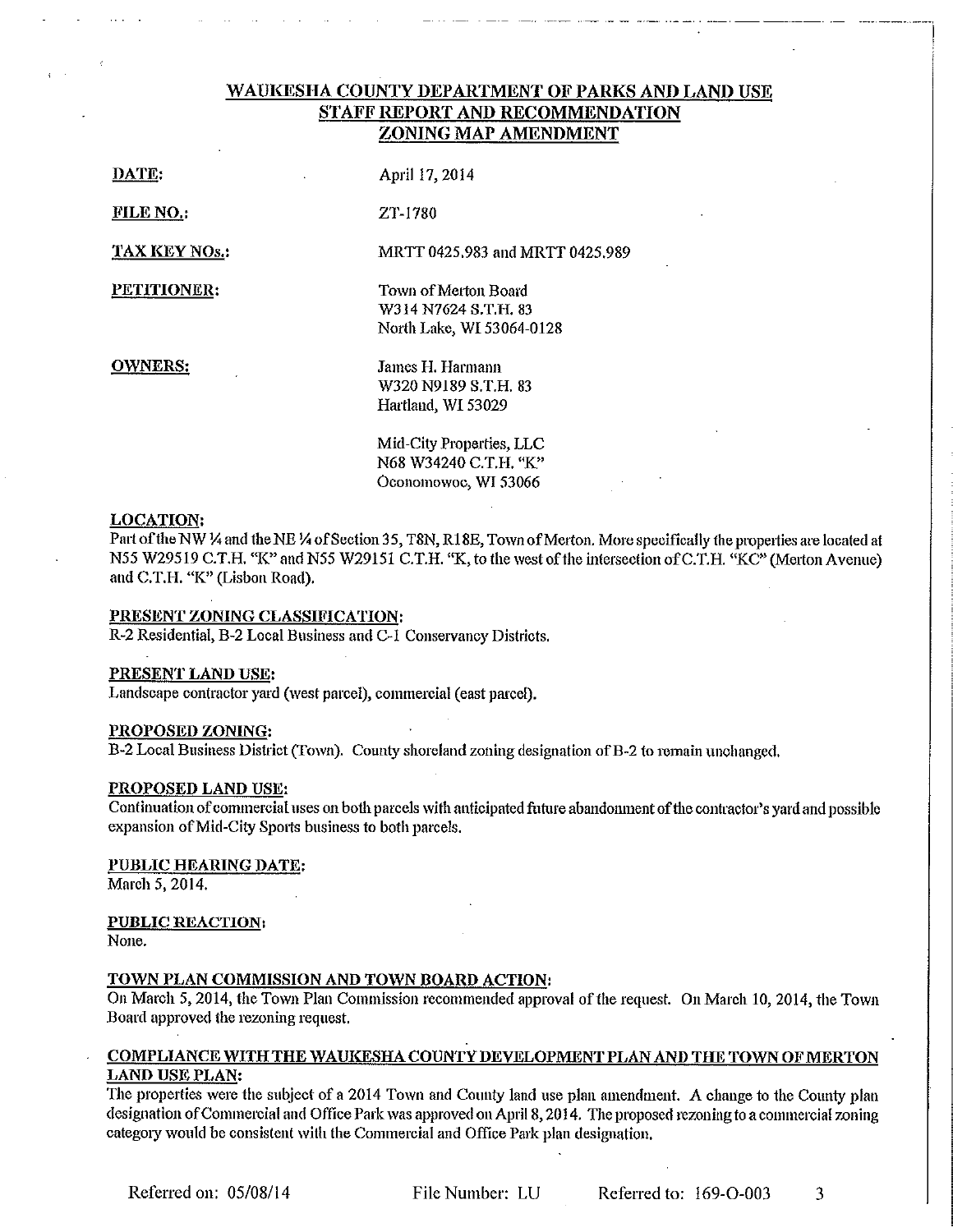# WAUKESHA COUNTY DEPARTMENT OF PARKS AND LAND USE
## STAFF REPORT AND RECOMMENDATION
## ZONING MAP AMENDMENT

**DATE:** April 17, 2014

**FILE NO.:** ZT-1780

**TAX KEY NOs.:** MRTT 0425.983 and MRTT 0425.989

**PETITIONER:** Town of Merton Board
W314 N7624 S.T.H. 83
North Lake, WI 53064-0128

**OWNERS:** James H. Harmann
W320 N9189 S.T.H. 83
Hartland, WI 53029

Mid-City Properties, LLC
N68 W34240 C.T.H. "K"
Oconomowoc, WI 53066

**LOCATION:**
Part of the NW ¼ and the NE ¼ of Section 35, T8N, R18E, Town of Merton. More specifically the properties are located at N55 W29519 C.T.H. "K" and N55 W29151 C.T.H. "K, to the west of the intersection of C.T.H. "KC" (Merton Avenue) and C.T.H. "K" (Lisbon Road).

**PRESENT ZONING CLASSIFICATION:**
R-2 Residential, B-2 Local Business and C-1 Conservancy Districts.

**PRESENT LAND USE:**
Landscape contractor yard (west parcel), commercial (east parcel).

**PROPOSED ZONING:**
B-2 Local Business District (Town). County shoreland zoning designation of B-2 to remain unchanged.

**PROPOSED LAND USE:**
Continuation of commercial uses on both parcels with anticipated future abandonment of the contractor's yard and possible expansion of Mid-City Sports business to both parcels.

**PUBLIC HEARING DATE:**
March 5, 2014.

**PUBLIC REACTION:**
None.

**TOWN PLAN COMMISSION AND TOWN BOARD ACTION:**
On March 5, 2014, the Town Plan Commission recommended approval of the request. On March 10, 2014, the Town Board approved the rezoning request.

**COMPLIANCE WITH THE WAUKESHA COUNTY DEVELOPMENT PLAN AND THE TOWN OF MERTON LAND USE PLAN:**
The properties were the subject of a 2014 Town and County land use plan amendment. A change to the County plan designation of Commercial and Office Park was approved on April 8, 2014. The proposed rezoning to a commercial zoning category would be consistent with the Commercial and Office Park plan designation.

Referred on: 05/08/14 File Number: LU Referred to: 169-O-003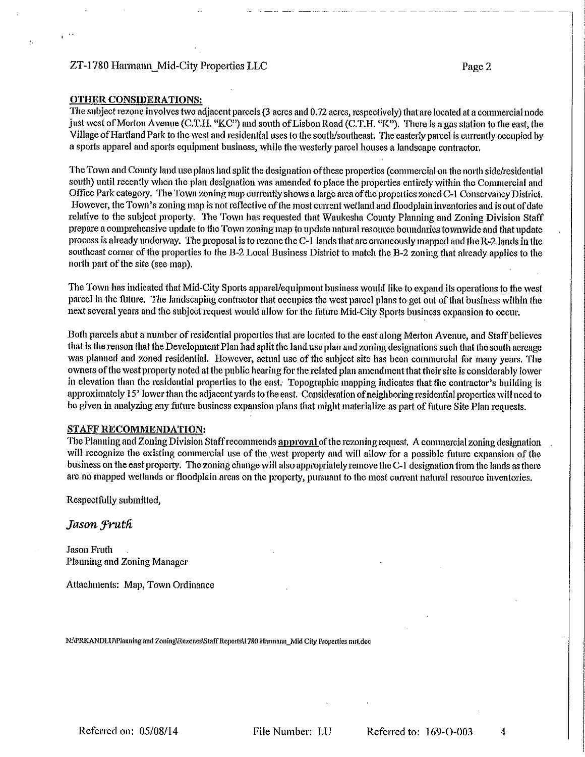ZT-1780 Harmann_Mid-City Properties LLC

**OTHER CONSIDERATIONS:**

The subject rezone involves two adjacent parcels (3 acres and 0.72 acres, respectively) that are located at a commercial node just west of Merton Avenue (C.T.H. "KC") and south of Lisbon Road (C.T.H. "K"). There is a gas station to the east, the Village of Hartland Park to the west and residential uses to the south/southeast. The easterly parcel is currently occupied by a sports apparel and sports equipment business, while the westerly parcel houses a landscape contractor.

The Town and County land use plans had split the designation of these properties (commercial on the north side/residential south) until recently when the plan designation was amended to place the properties entirely within the Commercial and Office Park category. The Town zoning map currently shows a large area of the properties zoned C-1 Conservancy District. However, the Town's zoning map is not reflective of the most current wetland and floodplain inventories and is out of date relative to the subject property. The Town has requested that Waukesha County Planning and Zoning Division Staff prepare a comprehensive update to the Town zoning map to update natural resource boundaries townwide and that update process is already underway. The proposal is to rezone the C-1 lands that are erroneously mapped and the R-2 lands in the southeast corner of the properties to the B-2 Local Business District to match the B-2 zoning that already applies to the north part of the site (see map).

The Town has indicated that Mid-City Sports apparel/equipment business would like to expand its operations to the west parcel in the future. The landscaping contractor that occupies the west parcel plans to get out of that business within the next several years and the subject request would allow for the future Mid-City Sports business expansion to occur.

Both parcels abut a number of residential properties that are located to the east along Merton Avenue, and Staff believes that is the reason that the Development Plan had split the land use plan and zoning designations such that the south acreage was planned and zoned residential. However, actual use of the subject site has been commercial for many years. The owners of the west property noted at the public hearing for the related plan amendment that their site is considerably lower in elevation than the residential properties to the east. Topographic mapping indicates that the contractor's building is approximately 15' lower than the adjacent yards to the east. Consideration of neighboring residential properties will need to be given in analyzing any future business expansion plans that might materialize as part of future Site Plan requests.

**STAFF RECOMMENDATION:**

The Planning and Zoning Division Staff recommends **approval** of the rezoning request. A commercial zoning designation will recognize the existing commercial use of the west property and will allow for a possible future expansion of the business on the east property. The zoning change will also appropriately remove the C-1 designation from the lands as there are no mapped wetlands or floodplain areas on the property, pursuant to the most current natural resource inventories.

Respectfully submitted,

*Jason Fruth*

Jason Fruth
Planning and Zoning Manager

Attachments: Map, Town Ordinance

N:\PRKANDLU\Planning and Zoning\Rezones\Staff Reports\1780 Harmann_Mid City Properties mrl.doc

Referred on: 05/08/14 File Number: LU Referred to: 169-O-003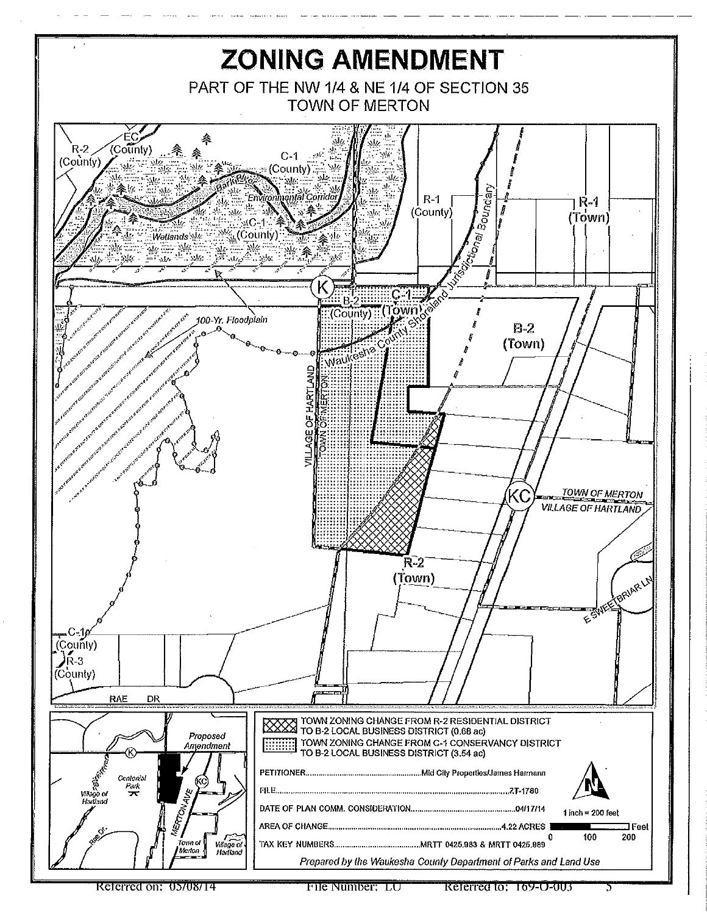# ZONING AMENDMENT

PART OF THE NW 1/4 & NE 1/4 OF SECTION 35
TOWN OF MERTON

R-2 (County)
EC (County)
C-1 (County)
Bark River
Environmental Corridor
C-1 (County)
Wetlands
R-1 (County)
R-1 (Town)
Waukesha County Shoreland Jurisdictional Boundary
K
100-Yr. Floodplain
B-2 (County)
C-1 (Town)
B-2 (Town)
VILLAGE OF HARTLAND
TOWN OF MERTON
KC
TOWN OF MERTON
VILLAGE OF HARTLAND
R-2 (Town)
E SWEETBRIAR LN
C-1 (County)
R-3 (County)
RAE DR

Proposed Amendment
Centenial Park
Village of Hartland
Rae Dr.
MERTON AVE
Town of Merton
Village of Hartland

TOWN ZONING CHANGE FROM R-2 RESIDENTIAL DISTRICT TO B-2 LOCAL BUSINESS DISTRICT (0.68 ac)

TOWN ZONING CHANGE FROM C-1 CONSERVANCY DISTRICT TO B-2 LOCAL BUSINESS DISTRICT (3.54 ac)

PETITIONER....................Mid City Properties/James Harmann

FILE....................ZT-1780

DATE OF PLAN COMM. CONSIDERATION....................04/17/14

AREA OF CHANGE....................4.22 ACRES

TAX KEY NUMBERS....................MRTT 0425.983 & MRTT 0425.989

N

1 inch = 200 feet

0 100 200 Feet

*Prepared by the Waukesha County Department of Parks and Land Use*

Referred on: 05/08/14 File Number: LU Referred to: 169-O-003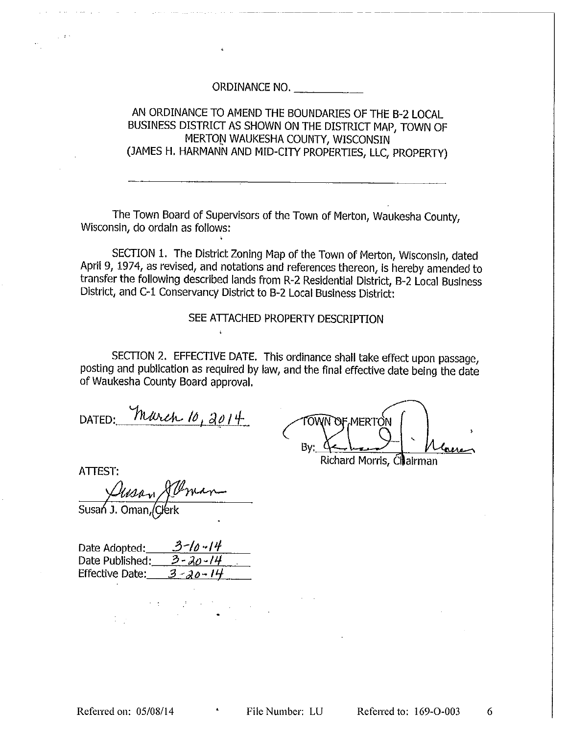ORDINANCE NO. ___________

AN ORDINANCE TO AMEND THE BOUNDARIES OF THE B-2 LOCAL BUSINESS DISTRICT AS SHOWN ON THE DISTRICT MAP, TOWN OF MERTON WAUKESHA COUNTY, WISCONSIN (JAMES H. HARMANN AND MID-CITY PROPERTIES, LLC, PROPERTY)

---

The Town Board of Supervisors of the Town of Merton, Waukesha County, Wisconsin, do ordain as follows:

SECTION 1. The District Zoning Map of the Town of Merton, Wisconsin, dated April 9, 1974, as revised, and notations and references thereon, is hereby amended to transfer the following described lands from R-2 Residential District, B-2 Local Business District, and C-1 Conservancy District to B-2 Local Business District:

SEE ATTACHED PROPERTY DESCRIPTION

SECTION 2. EFFECTIVE DATE. This ordinance shall take effect upon passage, posting and publication as required by law, and the final effective date being the date of Waukesha County Board approval.

DATED: March 10, 2014

TOWN OF MERTON

By: Richard Morris

Richard Morris, Chairman

ATTEST:

Susan J. Oman

Susan J. Oman, Clerk

Date Adopted: 3-10-14

Date Published: 3-20-14

Effective Date: 3-20-14

Referred on: 05/08/14 File Number: LU Referred to: 169-O-003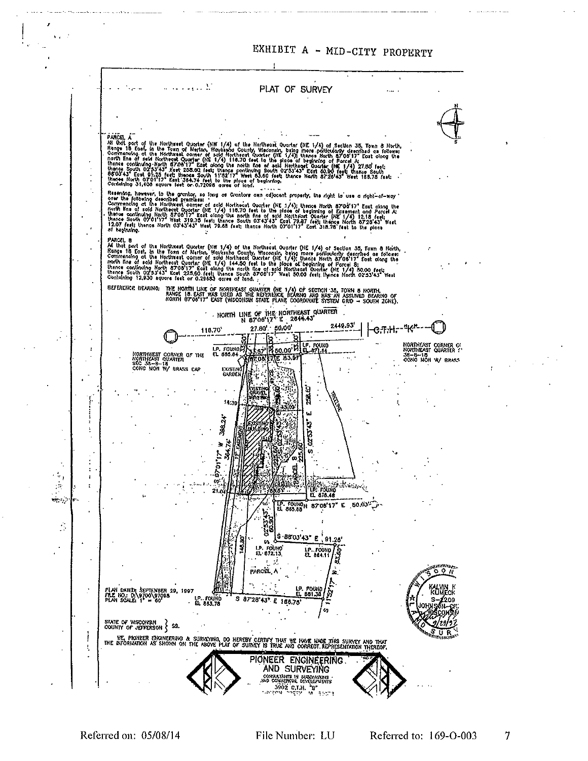# EXHIBIT A - MID-CITY PROPERTY

## PLAT OF SURVEY

**PARCEL A**
All that part of the Northwest Quarter (NW 1/4) of the Northeast Quarter (NE 1/4) of Section 35, Town 8 North, Range 18 East, in the Town of Merton, Waukesha County, Wisconsin, being more particularly described as follows: Commencing at the Northwest corner of said Northeast Quarter (NE 1/4); thence North 87°06'17" East along the north line of said Northeast Quarter (NE 1/4) 116.70 feet to the place of beginning of Parcel A; thence continuing North 87°06'17" East along the north line of said Northeast Quarter (NE 1/4) 27.80 feet; thence South 02°53'43" East 258.60 feet; thence continuing South 02°53'43" East 60.90 feet; thence South 88°03'43" East 91.25 feet; thence South 11°52'17" West 83.60 feet; thence North 87°28'43" West 166.75 feet; thence North 07°01'17" East 364.74 feet to the place of beginning. Containing 31,408 square feet or 0.72098 acres of land.

Reserving, however, to the grantor, so long as Grantors own adjacent property, the right to use a right-of-way over the following described premises:
Commencing at the Northwest corner of said Northeast Quarter (NE 1/4); thence North 87°06'17" East along the north line of said Northeast Quarter (NE 1/4) 116.70 feet to the place of beginning of Easement and Parcel A; thence continuing North 87°06'17" East along the north line of said Northeast Quarter (NE 1/4) 12.18 feet; thence South 07°01'17" West 319.75 feet; thence South 03°43'43" East 79.87 feet; thence North 87°28'43" West 12.07 feet; thence North 03°43'43" West 79.68 feet; thence North 07°01'17" East 318.78 feet to the place of beginning.

**PARCEL B**
All that part of the Northwest Quarter (NW 1/4) of the Northeast Quarter (NE 1/4) of Section 35, Town 8 North, Range 18 East, in the Town of Merton, Waukesha County, Wisconsin, being more particularly described as follows: Commencing at the Northwest corner of said Northeast Quarter (NE 1/4); thence North 87°06'17" East along the north line of said Northeast Quarter (NE 1/4) 144.50 feet to the place of beginning of Parcel B; thence continuing North 87°06'17" East along the north line of said Northeast Quarter (NE 1/4) 50.00 feet; thence South 02°53'43" East 225.60 feet; thence South 87°06'17" West 50.00 feet; thence North 02°53'43" West 225.60 feet to the place of beginning. Containing 12,930 square feet or 0.29683 acres of land.

REFERENCE BEARING: THE NORTH LINE OF NORTHEAST QUARTER (NE 1/4) OF SECTION 35, TOWN 8 NORTH, RANGE 18 EAST WAS USED AS THE REFERENCE BEARING AND HAS AN ASSUMED BEARING OF NORTH 87°06'17" EAST (WISCONSIN STATE PLANE COORDINATE SYSTEM GRID – SOUTH ZONE).

NORTH LINE OF THE NORTHEAST QUARTER N 87°06'17" E 2644.43'

116.70' 27.80' 50.00' 2449.93' C.T.H. "K"

NORTHWEST CORNER OF THE NORTHEAST QUARTER SEC 35-8-18 CONC MON W/ BRASS CAP

NORTHEAST CORNER OF NORTHEAST QUARTER 35-8-18 CONC MON W/ BRASS

I.P. FOUND EL 885.84 — I.P. FOUND EL 871.64 — EXISTING GARDEN — EXISTING GRAVEL DRIVEWAY — EXISTING BUILDING — 12' EASEMENT — TREELINE — PARCEL B — PARCEL A

33.57' 50.00' N 87°06'17" E 83.57' 14.39' 33.02' S 07°01'17" W 388.24' 364.74' S 02°53'43" E 258.60' 225.60' 21.04' I.P. FOUND EL 876.48 I.P. FOUND EL 883.88 N 87°06'17" E 50.00' S 02°53'43" E 60.90' S 88°03'43" E 91.25' 146.80' I.P. FOUND EL 872.13 I.P. FOUND EL 864.11 S 11°52'17" W 83.60' I.P. FOUND EL 861.38 I.P. FOUND EL 863.78 S 87°28'43" E 166.75'

PLAN DATED: SEPTEMBER 29, 1997
FILE NO.: D:\9700\97098
PLAN SCALE: 1" = 60'

KALVIN K KUMECK S-2209 JOHNSON CREEK WISCONSIN 9/29/97

STATE OF WISCONSIN }
COUNTY OF JEFFERSON } SS.

WE, PIONEER ENGINEERING & SURVEYING, DO HEREBY CERTIFY THAT WE HAVE MADE THIS SURVEY AND THAT THE INFORMATION AS SHOWN ON THE ABOVE PLAT OF SURVEY IS TRUE AND CORRECT REPRESENTATION THEREOF.

PIONEER ENGINEERING AND SURVEYING
CONSULTANTS IN SUBDIVISIONS AND COMMERCIAL DEVELOPMENTS
3902 C.T.H. "B"

Referred on: 05/08/14 File Number: LU Referred to: 169-O-003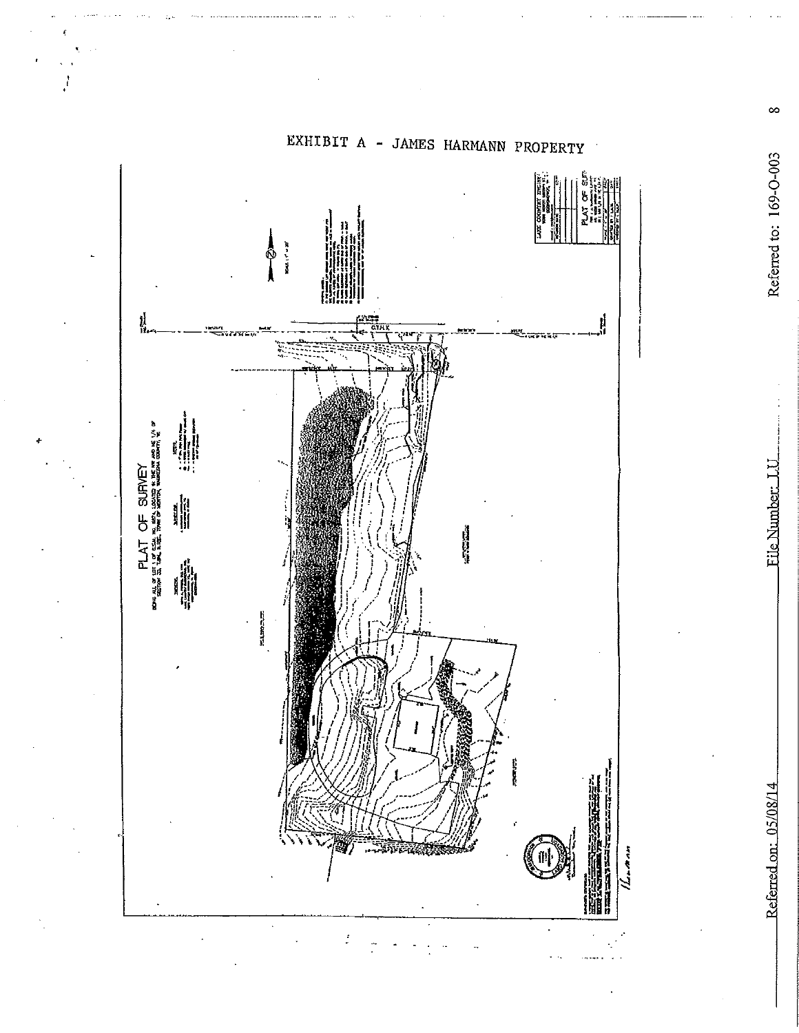# EXHIBIT A - JAMES HARMANN PROPERTY

## PLAT OF SURVEY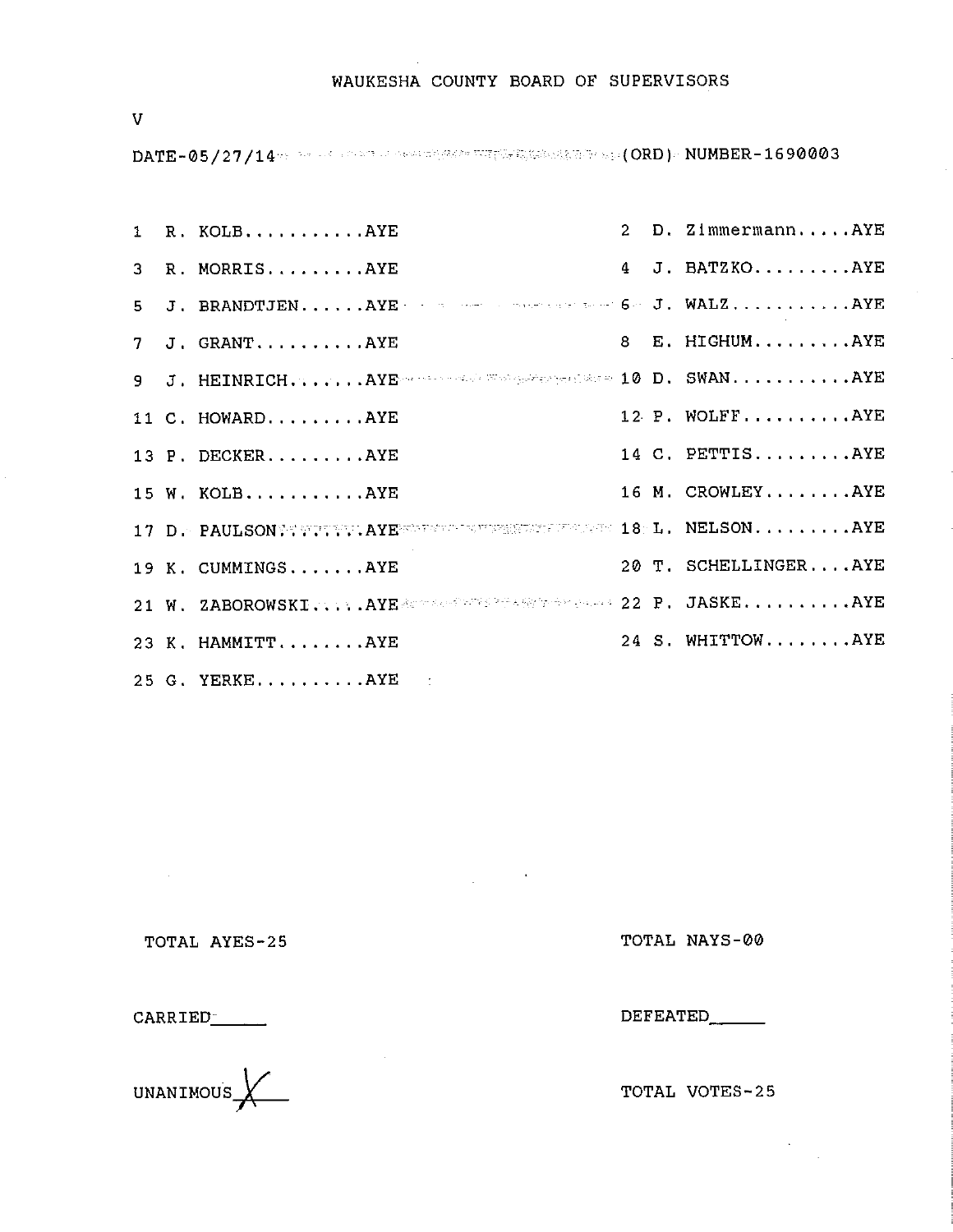# WAUKESHA COUNTY BOARD OF SUPERVISORS

V

DATE-05/27/14 (ORD) NUMBER-1690003

| | |
|---|---|
| 1 R. KOLB...........AYE | 2 D. Zimmermann.....AYE |
| 3 R. MORRIS.........AYE | 4 J. BATZKO.........AYE |
| 5 J. BRANDTJEN......AYE | 6 J. WALZ...........AYE |
| 7 J. GRANT..........AYE | 8 E. HIGHUM.........AYE |
| 9 J. HEINRICH.......AYE | 10 D. SWAN...........AYE |
| 11 C. HOWARD.........AYE | 12 P. WOLFF..........AYE |
| 13 P. DECKER.........AYE | 14 C. PETTIS.........AYE |
| 15 W. KOLB...........AYE | 16 M. CROWLEY........AYE |
| 17 D. PAULSON........AYE | 18 L. NELSON.........AYE |
| 19 K. CUMMINGS.......AYE | 20 T. SCHELLINGER....AYE |
| 21 W. ZABOROWSKI.....AYE | 22 P. JASKE..........AYE |
| 23 K. HAMMITT........AYE | 24 S. WHITTOW........AYE |
| 25 G. YERKE..........AYE | |

TOTAL AYES-25 TOTAL NAYS-00

CARRIED_____ DEFEATED_____

UNANIMOUS X TOTAL VOTES-25